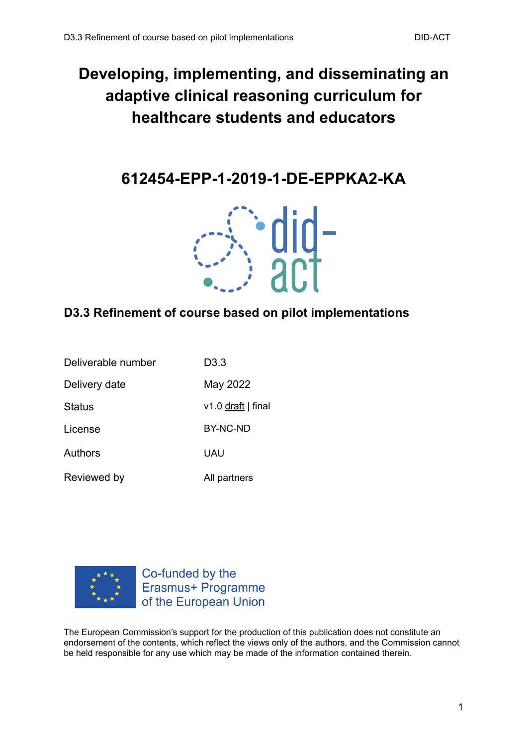# Developing, implementing, and disseminating an adaptive clinical reasoning curriculum for healthcare students and educators

## 612454-EPP-1-2019-1-DE-EPPKA2-KA

### D3.3 Refinement of course based on pilot implementations

| | |
|---|---|
| Deliverable number | D3.3 |
| Delivery date | May 2022 |
| Status | v1.0 draft \| final |
| License | BY-NC-ND |
| Authors | UAU |
| Reviewed by | All partners |

Co-funded by the Erasmus+ Programme of the European Union

The European Commission's support for the production of this publication does not constitute an endorsement of the contents, which reflect the views only of the authors, and the Commission cannot be held responsible for any use which may be made of the information contained therein.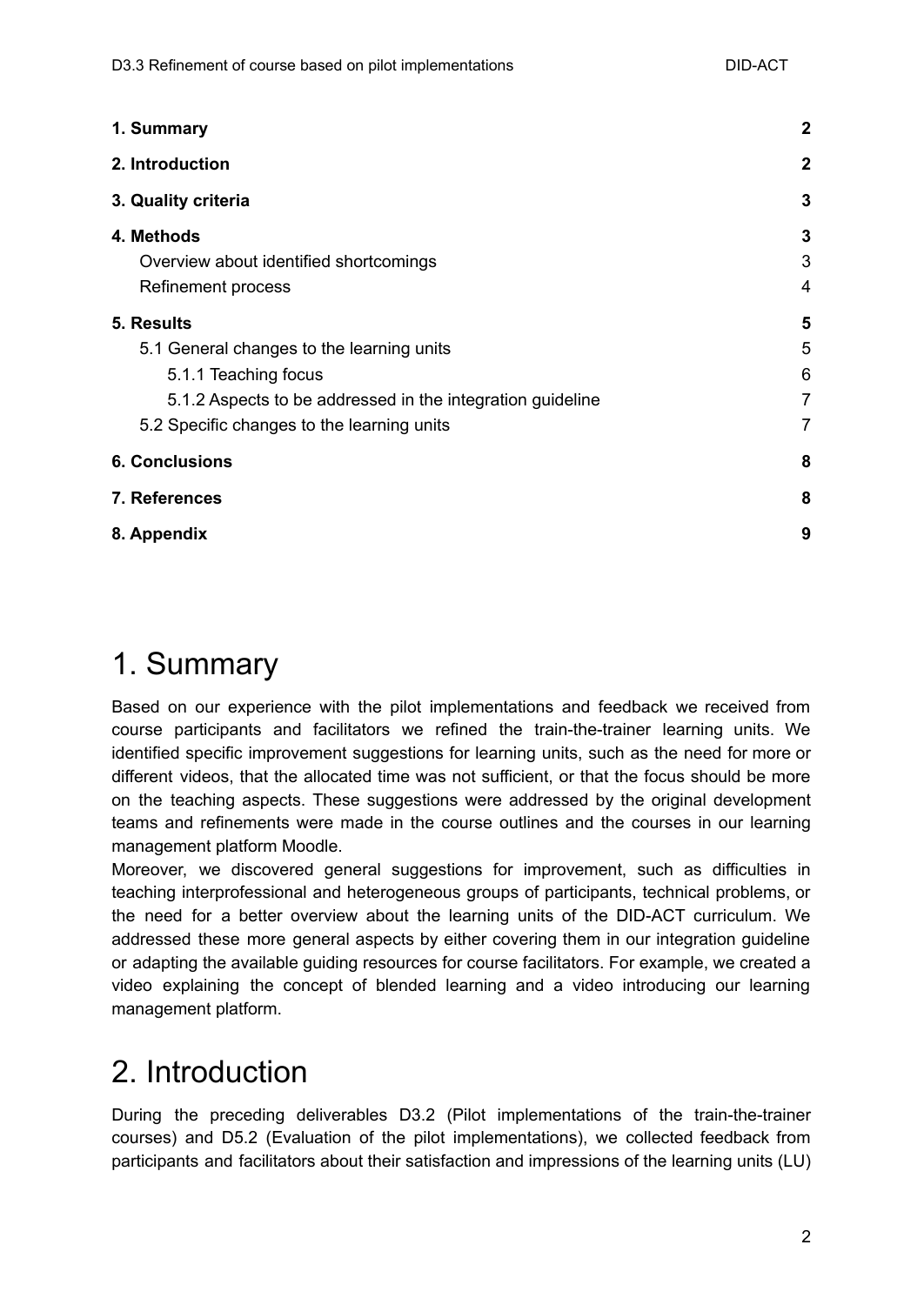| | |
|---|---|
| **1. Summary** | **2** |
| **2. Introduction** | **2** |
| **3. Quality criteria** | **3** |
| **4. Methods** | **3** |
| Overview about identified shortcomings | 3 |
| Refinement process | 4 |
| **5. Results** | **5** |
| 5.1 General changes to the learning units | 5 |
| 5.1.1 Teaching focus | 6 |
| 5.1.2 Aspects to be addressed in the integration guideline | 7 |
| 5.2 Specific changes to the learning units | 7 |
| **6. Conclusions** | **8** |
| **7. References** | **8** |
| **8. Appendix** | **9** |

# 1. Summary

Based on our experience with the pilot implementations and feedback we received from course participants and facilitators we refined the train-the-trainer learning units. We identified specific improvement suggestions for learning units, such as the need for more or different videos, that the allocated time was not sufficient, or that the focus should be more on the teaching aspects. These suggestions were addressed by the original development teams and refinements were made in the course outlines and the courses in our learning management platform Moodle.

Moreover, we discovered general suggestions for improvement, such as difficulties in teaching interprofessional and heterogeneous groups of participants, technical problems, or the need for a better overview about the learning units of the DID-ACT curriculum. We addressed these more general aspects by either covering them in our integration guideline or adapting the available guiding resources for course facilitators. For example, we created a video explaining the concept of blended learning and a video introducing our learning management platform.

# 2. Introduction

During the preceding deliverables D3.2 (Pilot implementations of the train-the-trainer courses) and D5.2 (Evaluation of the pilot implementations), we collected feedback from participants and facilitators about their satisfaction and impressions of the learning units (LU)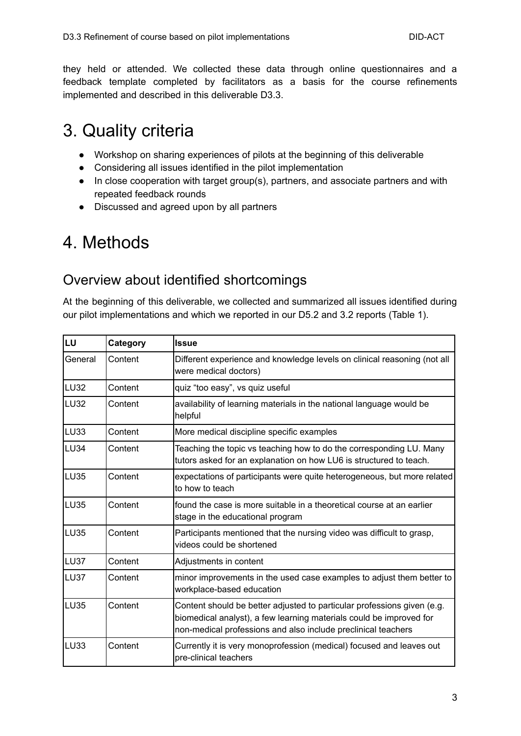they held or attended. We collected these data through online questionnaires and a feedback template completed by facilitators as a basis for the course refinements implemented and described in this deliverable D3.3.

# 3. Quality criteria

- Workshop on sharing experiences of pilots at the beginning of this deliverable
- Considering all issues identified in the pilot implementation
- In close cooperation with target group(s), partners, and associate partners and with repeated feedback rounds
- Discussed and agreed upon by all partners

# 4. Methods

## Overview about identified shortcomings

At the beginning of this deliverable, we collected and summarized all issues identified during our pilot implementations and which we reported in our D5.2 and 3.2 reports (Table 1).

| LU | Category | Issue |
|---|---|---|
| General | Content | Different experience and knowledge levels on clinical reasoning (not all were medical doctors) |
| LU32 | Content | quiz “too easy”, vs quiz useful |
| LU32 | Content | availability of learning materials in the national language would be helpful |
| LU33 | Content | More medical discipline specific examples |
| LU34 | Content | Teaching the topic vs teaching how to do the corresponding LU. Many tutors asked for an explanation on how LU6 is structured to teach. |
| LU35 | Content | expectations of participants were quite heterogeneous, but more related to how to teach |
| LU35 | Content | found the case is more suitable in a theoretical course at an earlier stage in the educational program |
| LU35 | Content | Participants mentioned that the nursing video was difficult to grasp, videos could be shortened |
| LU37 | Content | Adjustments in content |
| LU37 | Content | minor improvements in the used case examples to adjust them better to workplace-based education |
| LU35 | Content | Content should be better adjusted to particular professions given (e.g. biomedical analyst), a few learning materials could be improved for non-medical professions and also include preclinical teachers |
| LU33 | Content | Currently it is very monoprofession (medical) focused and leaves out pre-clinical teachers |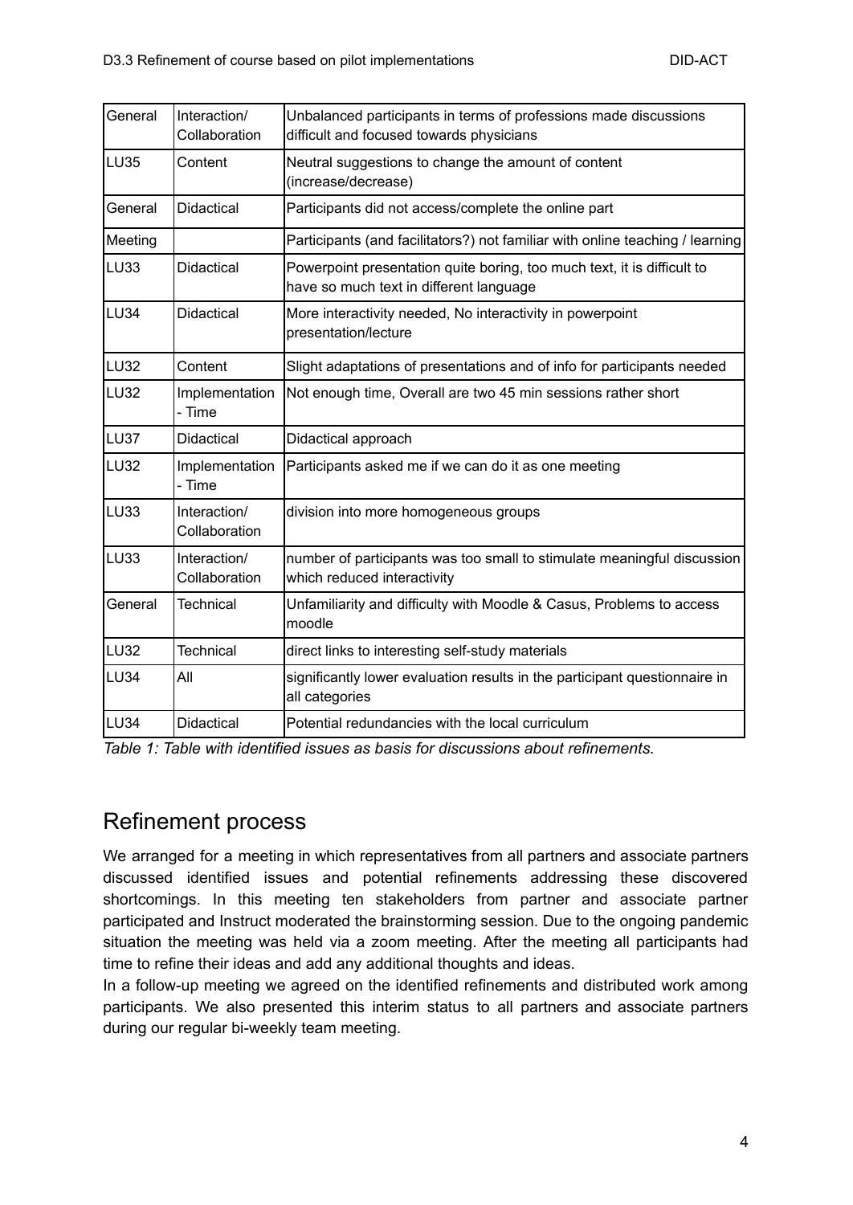| General | Interaction/ Collaboration | Unbalanced participants in terms of professions made discussions difficult and focused towards physicians |
|---|---|---|
| LU35 | Content | Neutral suggestions to change the amount of content (increase/decrease) |
| General | Didactical | Participants did not access/complete the online part |
| Meeting | | Participants (and facilitators?) not familiar with online teaching / learning |
| LU33 | Didactical | Powerpoint presentation quite boring, too much text, it is difficult to have so much text in different language |
| LU34 | Didactical | More interactivity needed, No interactivity in powerpoint presentation/lecture |
| LU32 | Content | Slight adaptations of presentations and of info for participants needed |
| LU32 | Implementation - Time | Not enough time, Overall are two 45 min sessions rather short |
| LU37 | Didactical | Didactical approach |
| LU32 | Implementation - Time | Participants asked me if we can do it as one meeting |
| LU33 | Interaction/ Collaboration | division into more homogeneous groups |
| LU33 | Interaction/ Collaboration | number of participants was too small to stimulate meaningful discussion which reduced interactivity |
| General | Technical | Unfamiliarity and difficulty with Moodle & Casus, Problems to access moodle |
| LU32 | Technical | direct links to interesting self-study materials |
| LU34 | All | significantly lower evaluation results in the participant questionnaire in all categories |
| LU34 | Didactical | Potential redundancies with the local curriculum |

*Table 1: Table with identified issues as basis for discussions about refinements.*

## Refinement process

We arranged for a meeting in which representatives from all partners and associate partners discussed identified issues and potential refinements addressing these discovered shortcomings. In this meeting ten stakeholders from partner and associate partner participated and Instruct moderated the brainstorming session. Due to the ongoing pandemic situation the meeting was held via a zoom meeting. After the meeting all participants had time to refine their ideas and add any additional thoughts and ideas.

In a follow-up meeting we agreed on the identified refinements and distributed work among participants. We also presented this interim status to all partners and associate partners during our regular bi-weekly team meeting.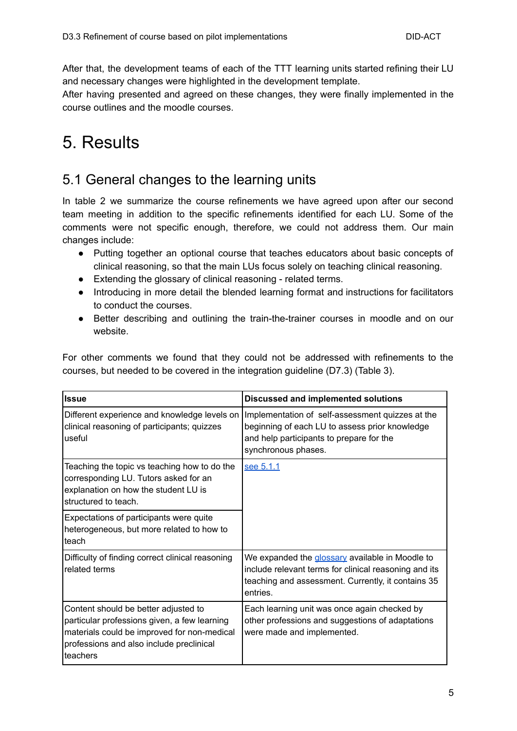After that, the development teams of each of the TTT learning units started refining their LU and necessary changes were highlighted in the development template.
After having presented and agreed on these changes, they were finally implemented in the course outlines and the moodle courses.

# 5. Results

## 5.1 General changes to the learning units

In table 2 we summarize the course refinements we have agreed upon after our second team meeting in addition to the specific refinements identified for each LU. Some of the comments were not specific enough, therefore, we could not address them. Our main changes include:

- Putting together an optional course that teaches educators about basic concepts of clinical reasoning, so that the main LUs focus solely on teaching clinical reasoning.
- Extending the glossary of clinical reasoning - related terms.
- Introducing in more detail the blended learning format and instructions for facilitators to conduct the courses.
- Better describing and outlining the train-the-trainer courses in moodle and on our website.

For other comments we found that they could not be addressed with refinements to the courses, but needed to be covered in the integration guideline (D7.3) (Table 3).

| Issue | Discussed and implemented solutions |
|---|---|
| Different experience and knowledge levels on clinical reasoning of participants; quizzes useful | Implementation of self-assessment quizzes at the beginning of each LU to assess prior knowledge and help participants to prepare for the synchronous phases. |
| Teaching the topic vs teaching how to do the corresponding LU. Tutors asked for an explanation on how the student LU is structured to teach. | see 5.1.1 |
| Expectations of participants were quite heterogeneous, but more related to how to teach | |
| Difficulty of finding correct clinical reasoning related terms | We expanded the glossary available in Moodle to include relevant terms for clinical reasoning and its teaching and assessment. Currently, it contains 35 entries. |
| Content should be better adjusted to particular professions given, a few learning materials could be improved for non-medical professions and also include preclinical teachers | Each learning unit was once again checked by other professions and suggestions of adaptations were made and implemented. |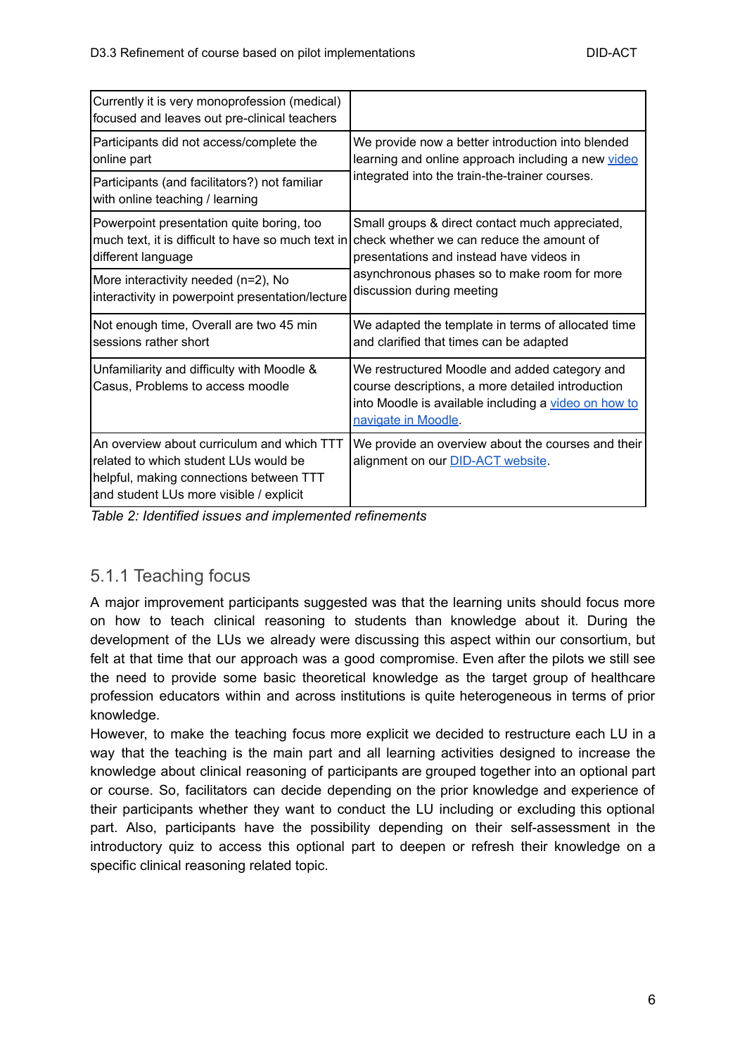| | |
|---|---|
| Currently it is very monoprofession (medical) focused and leaves out pre-clinical teachers | |
| Participants did not access/complete the online part | We provide now a better introduction into blended learning and online approach including a new video integrated into the train-the-trainer courses. |
| Participants (and facilitators?) not familiar with online teaching / learning | |
| Powerpoint presentation quite boring, too much text, it is difficult to have so much text in different language | Small groups & direct contact much appreciated, check whether we can reduce the amount of presentations and instead have videos in asynchronous phases so to make room for more discussion during meeting |
| More interactivity needed (n=2), No interactivity in powerpoint presentation/lecture | |
| Not enough time, Overall are two 45 min sessions rather short | We adapted the template in terms of allocated time and clarified that times can be adapted |
| Unfamiliarity and difficulty with Moodle & Casus, Problems to access moodle | We restructured Moodle and added category and course descriptions, a more detailed introduction into Moodle is available including a video on how to navigate in Moodle. |
| An overview about curriculum and which TTT related to which student LUs would be helpful, making connections between TTT and student LUs more visible / explicit | We provide an overview about the courses and their alignment on our DID-ACT website. |

*Table 2: Identified issues and implemented refinements*

### 5.1.1 Teaching focus

A major improvement participants suggested was that the learning units should focus more on how to teach clinical reasoning to students than knowledge about it. During the development of the LUs we already were discussing this aspect within our consortium, but felt at that time that our approach was a good compromise. Even after the pilots we still see the need to provide some basic theoretical knowledge as the target group of healthcare profession educators within and across institutions is quite heterogeneous in terms of prior knowledge.

However, to make the teaching focus more explicit we decided to restructure each LU in a way that the teaching is the main part and all learning activities designed to increase the knowledge about clinical reasoning of participants are grouped together into an optional part or course. So, facilitators can decide depending on the prior knowledge and experience of their participants whether they want to conduct the LU including or excluding this optional part. Also, participants have the possibility depending on their self-assessment in the introductory quiz to access this optional part to deepen or refresh their knowledge on a specific clinical reasoning related topic.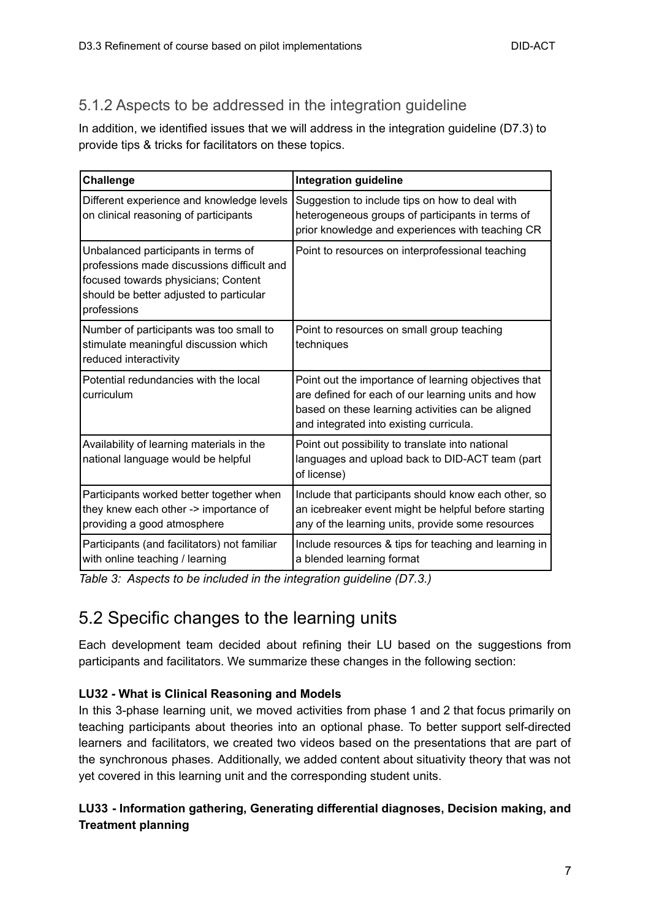### 5.1.2 Aspects to be addressed in the integration guideline

In addition, we identified issues that we will address in the integration guideline (D7.3) to provide tips & tricks for facilitators on these topics.

| Challenge | Integration guideline |
|---|---|
| Different experience and knowledge levels on clinical reasoning of participants | Suggestion to include tips on how to deal with heterogeneous groups of participants in terms of prior knowledge and experiences with teaching CR |
| Unbalanced participants in terms of professions made discussions difficult and focused towards physicians; Content should be better adjusted to particular professions | Point to resources on interprofessional teaching |
| Number of participants was too small to stimulate meaningful discussion which reduced interactivity | Point to resources on small group teaching techniques |
| Potential redundancies with the local curriculum | Point out the importance of learning objectives that are defined for each of our learning units and how based on these learning activities can be aligned and integrated into existing curricula. |
| Availability of learning materials in the national language would be helpful | Point out possibility to translate into national languages and upload back to DID-ACT team (part of license) |
| Participants worked better together when they knew each other -> importance of providing a good atmosphere | Include that participants should know each other, so an icebreaker event might be helpful before starting any of the learning units, provide some resources |
| Participants (and facilitators) not familiar with online teaching / learning | Include resources & tips for teaching and learning in a blended learning format |

*Table 3: Aspects to be included in the integration guideline (D7.3.)*

## 5.2 Specific changes to the learning units

Each development team decided about refining their LU based on the suggestions from participants and facilitators. We summarize these changes in the following section:

**LU32 - What is Clinical Reasoning and Models**

In this 3-phase learning unit, we moved activities from phase 1 and 2 that focus primarily on teaching participants about theories into an optional phase. To better support self-directed learners and facilitators, we created two videos based on the presentations that are part of the synchronous phases. Additionally, we added content about situativity theory that was not yet covered in this learning unit and the corresponding student units.

**LU33 - Information gathering, Generating differential diagnoses, Decision making, and Treatment planning**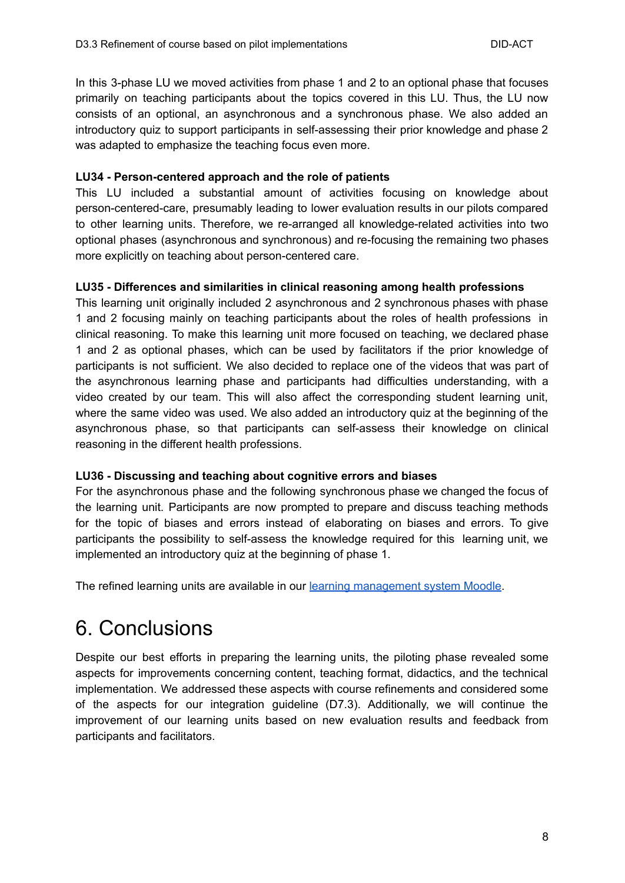In this 3-phase LU we moved activities from phase 1 and 2 to an optional phase that focuses primarily on teaching participants about the topics covered in this LU. Thus, the LU now consists of an optional, an asynchronous and a synchronous phase. We also added an introductory quiz to support participants in self-assessing their prior knowledge and phase 2 was adapted to emphasize the teaching focus even more.

**LU34 - Person-centered approach and the role of patients**

This LU included a substantial amount of activities focusing on knowledge about person-centered-care, presumably leading to lower evaluation results in our pilots compared to other learning units. Therefore, we re-arranged all knowledge-related activities into two optional phases (asynchronous and synchronous) and re-focusing the remaining two phases more explicitly on teaching about person-centered care.

**LU35 - Differences and similarities in clinical reasoning among health professions**

This learning unit originally included 2 asynchronous and 2 synchronous phases with phase 1 and 2 focusing mainly on teaching participants about the roles of health professions in clinical reasoning. To make this learning unit more focused on teaching, we declared phase 1 and 2 as optional phases, which can be used by facilitators if the prior knowledge of participants is not sufficient. We also decided to replace one of the videos that was part of the asynchronous learning phase and participants had difficulties understanding, with a video created by our team. This will also affect the corresponding student learning unit, where the same video was used. We also added an introductory quiz at the beginning of the asynchronous phase, so that participants can self-assess their knowledge on clinical reasoning in the different health professions.

**LU36 - Discussing and teaching about cognitive errors and biases**

For the asynchronous phase and the following synchronous phase we changed the focus of the learning unit. Participants are now prompted to prepare and discuss teaching methods for the topic of biases and errors instead of elaborating on biases and errors. To give participants the possibility to self-assess the knowledge required for this learning unit, we implemented an introductory quiz at the beginning of phase 1.

The refined learning units are available in our learning management system Moodle.

# 6. Conclusions

Despite our best efforts in preparing the learning units, the piloting phase revealed some aspects for improvements concerning content, teaching format, didactics, and the technical implementation. We addressed these aspects with course refinements and considered some of the aspects for our integration guideline (D7.3). Additionally, we will continue the improvement of our learning units based on new evaluation results and feedback from participants and facilitators.